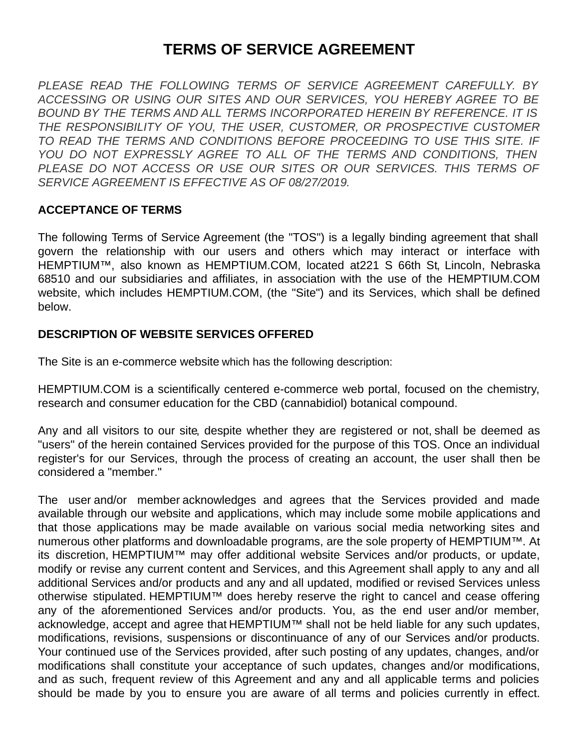# TERMS OF SERVICE AGREEMENT

*PLEASE READ THE FOLLOWING TERMS OF SERVICE AGREEMENT CAREFULLY. BY ACCESSING OR USING OUR SITES AND OUR SERVICES, YOU HEREBY AGREE TO BE BOUND BY THE TERMS AND ALL TERMS INCORPORATED HEREIN BY REFERENCE. IT IS THE RESPONSIBILITY OF YOU, THE USER, CUSTOMER, OR PROSPECTIVE CUSTOMER TO READ THE TERMS AND CONDITIONS BEFORE PROCEEDING TO USE THIS SITE. IF YOU DO NOT EXPRESSLY AGREE TO ALL OF THE TERMS AND CONDITIONS, THEN PLEASE DO NOT ACCESS OR USE OUR SITES OR OUR SERVICES. THIS TERMS OF SERVICE AGREEMENT IS EFFECTIVE AS OF 08/27/2019.*

## ACCEPTANCE OF TERMS

The following Terms of Service Agreement (the "TOS") is a legally binding agreement that shall govern the relationship with our users and others which may interact or interface with HEMPTIUM™, also known as HEMPTIUM.COM, located at221 S 66th St, Lincoln, Nebraska 68510 and our subsidiaries and affiliates, in association with the use of the HEMPTIUM.COM website, which includes HEMPTIUM.COM, (the "Site") and its Services, which shall be defined below.

## DESCRIPTION OF WEBSITE SERVICES OFFERED

The Site is an e-commerce website which has the following description:

HEMPTIUM.COM is a scientifically centered e-commerce web portal, focused on the chemistry, research and consumer education for the CBD (cannabidiol) botanical compound.

Any and all visitors to our site, despite whether they are registered or not, shall be deemed as "users" of the herein contained Services provided for the purpose of this TOS. Once an individual register's for our Services, through the process of creating an account, the user shall then be considered a "member."

The user and/or member acknowledges and agrees that the Services provided and made available through our website and applications, which may include some mobile applications and that those applications may be made available on various social media networking sites and numerous other platforms and downloadable programs, are the sole property of HEMPTIUM™. At its discretion, HEMPTIUM™ may offer additional website Services and/or products, or update, modify or revise any current content and Services, and this Agreement shall apply to any and all additional Services and/or products and any and all updated, modified or revised Services unless otherwise stipulated. HEMPTIUM™ does hereby reserve the right to cancel and cease offering any of the aforementioned Services and/or products. You, as the end user and/or member, acknowledge, accept and agree that HEMPTIUM™ shall not be held liable for any such updates, modifications, revisions, suspensions or discontinuance of any of our Services and/or products. Your continued use of the Services provided, after such posting of any updates, changes, and/or modifications shall constitute your acceptance of such updates, changes and/or modifications, and as such, frequent review of this Agreement and any and all applicable terms and policies should be made by you to ensure you are aware of all terms and policies currently in effect.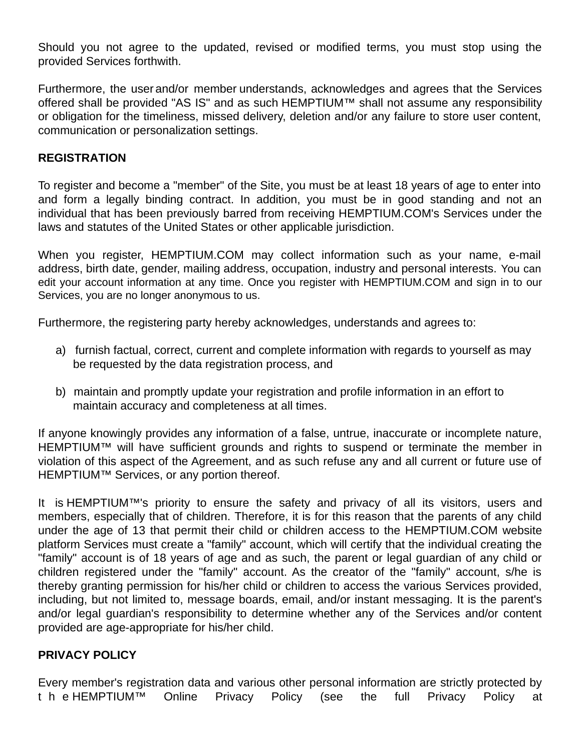Should you not agree to the updated, revised or modified terms, you must stop using the provided Services forthwith.

Furthermore, the user and/or member understands, acknowledges and agrees that the Services offered shall be provided "AS IS" and as such HEMPTIUM™ shall not assume any responsibility or obligation for the timeliness, missed delivery, deletion and/or any failure to store user content, communication or personalization settings.

**REGISTRATION**

To register and become a "member" of the Site, you must be at least 18 years of age to enter into and form a legally binding contract. In addition, you must be in good standing and not an individual that has been previously barred from receiving HEMPTIUM.COM's Services under the laws and statutes of the United States or other applicable jurisdiction.

When you register, HEMPTIUM.COM may collect information such as your name, e-mail address, birth date, gender, mailing address, occupation, industry and personal interests. You can edit your account information at any time. Once you register with HEMPTIUM.COM and sign in to our Services, you are no longer anonymous to us.

Furthermore, the registering party hereby acknowledges, understands and agrees to:

a) furnish factual, correct, current and complete information with regards to yourself as may be requested by the data registration process, and

b) maintain and promptly update your registration and profile information in an effort to maintain accuracy and completeness at all times.

If anyone knowingly provides any information of a false, untrue, inaccurate or incomplete nature, HEMPTIUM™ will have sufficient grounds and rights to suspend or terminate the member in violation of this aspect of the Agreement, and as such refuse any and all current or future use of HEMPTIUM™ Services, or any portion thereof.

It is HEMPTIUM™'s priority to ensure the safety and privacy of all its visitors, users and members, especially that of children. Therefore, it is for this reason that the parents of any child under the age of 13 that permit their child or children access to the HEMPTIUM.COM website platform Services must create a "family" account, which will certify that the individual creating the "family" account is of 18 years of age and as such, the parent or legal guardian of any child or children registered under the "family" account. As the creator of the "family" account, s/he is thereby granting permission for his/her child or children to access the various Services provided, including, but not limited to, message boards, email, and/or instant messaging. It is the parent's and/or legal guardian's responsibility to determine whether any of the Services and/or content provided are age-appropriate for his/her child.

**PRIVACY POLICY**

Every member's registration data and various other personal information are strictly protected by the HEMPTIUM™ Online Privacy Policy (see the full Privacy Policy at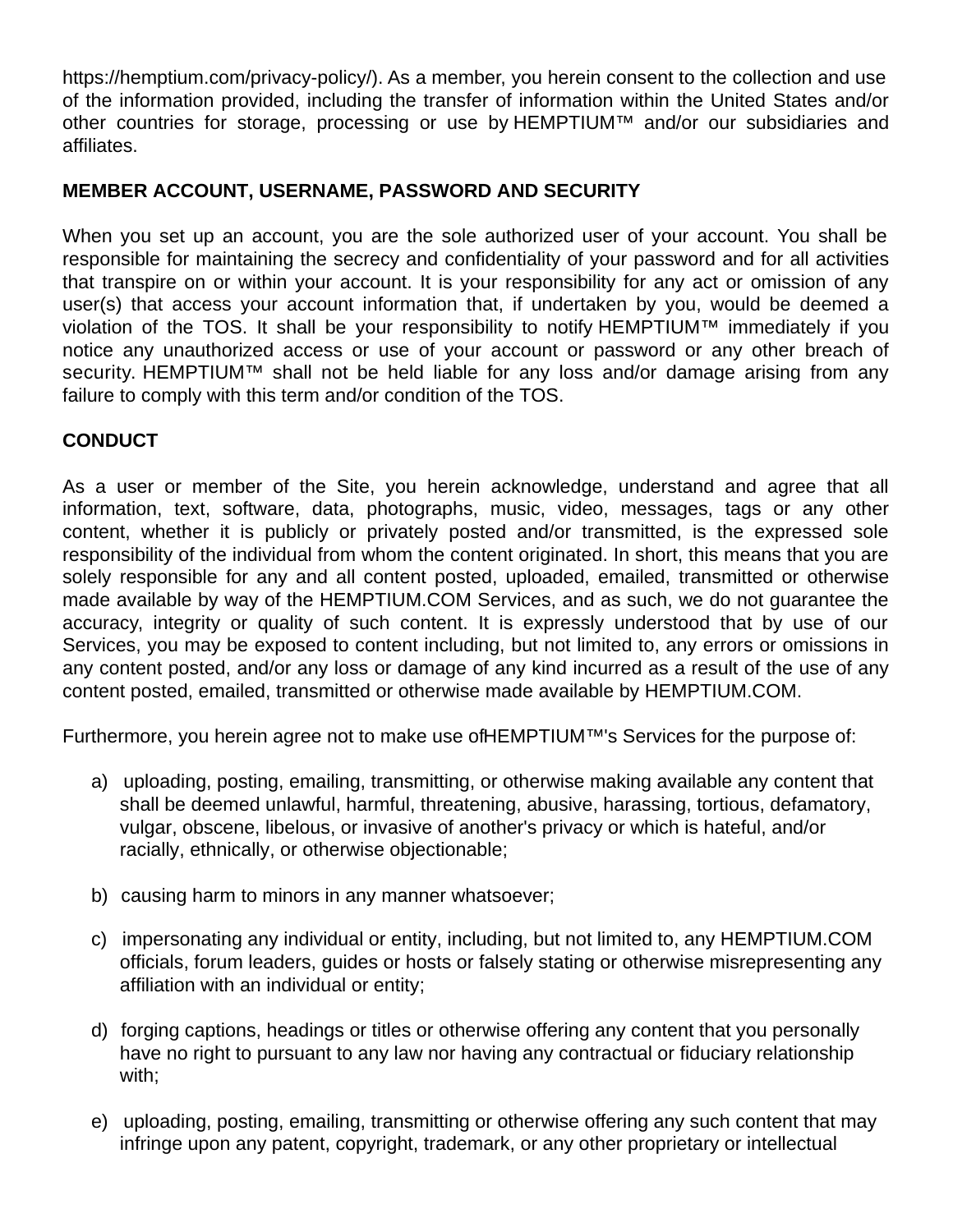https://hemptium.com/privacy-policy/). As a member, you herein consent to the collection and use of the information provided, including the transfer of information within the United States and/or other countries for storage, processing or use by HEMPTIUM™ and/or our subsidiaries and affiliates.

**MEMBER ACCOUNT, USERNAME, PASSWORD AND SECURITY**

When you set up an account, you are the sole authorized user of your account. You shall be responsible for maintaining the secrecy and confidentiality of your password and for all activities that transpire on or within your account. It is your responsibility for any act or omission of any user(s) that access your account information that, if undertaken by you, would be deemed a violation of the TOS. It shall be your responsibility to notify HEMPTIUM™ immediately if you notice any unauthorized access or use of your account or password or any other breach of security. HEMPTIUM™ shall not be held liable for any loss and/or damage arising from any failure to comply with this term and/or condition of the TOS.

**CONDUCT**

As a user or member of the Site, you herein acknowledge, understand and agree that all information, text, software, data, photographs, music, video, messages, tags or any other content, whether it is publicly or privately posted and/or transmitted, is the expressed sole responsibility of the individual from whom the content originated. In short, this means that you are solely responsible for any and all content posted, uploaded, emailed, transmitted or otherwise made available by way of the HEMPTIUM.COM Services, and as such, we do not guarantee the accuracy, integrity or quality of such content. It is expressly understood that by use of our Services, you may be exposed to content including, but not limited to, any errors or omissions in any content posted, and/or any loss or damage of any kind incurred as a result of the use of any content posted, emailed, transmitted or otherwise made available by HEMPTIUM.COM.

Furthermore, you herein agree not to make use ofHEMPTIUM™'s Services for the purpose of:

a) uploading, posting, emailing, transmitting, or otherwise making available any content that shall be deemed unlawful, harmful, threatening, abusive, harassing, tortious, defamatory, vulgar, obscene, libelous, or invasive of another's privacy or which is hateful, and/or racially, ethnically, or otherwise objectionable;

b) causing harm to minors in any manner whatsoever;

c) impersonating any individual or entity, including, but not limited to, any HEMPTIUM.COM officials, forum leaders, guides or hosts or falsely stating or otherwise misrepresenting any affiliation with an individual or entity;

d) forging captions, headings or titles or otherwise offering any content that you personally have no right to pursuant to any law nor having any contractual or fiduciary relationship with;

e) uploading, posting, emailing, transmitting or otherwise offering any such content that may infringe upon any patent, copyright, trademark, or any other proprietary or intellectual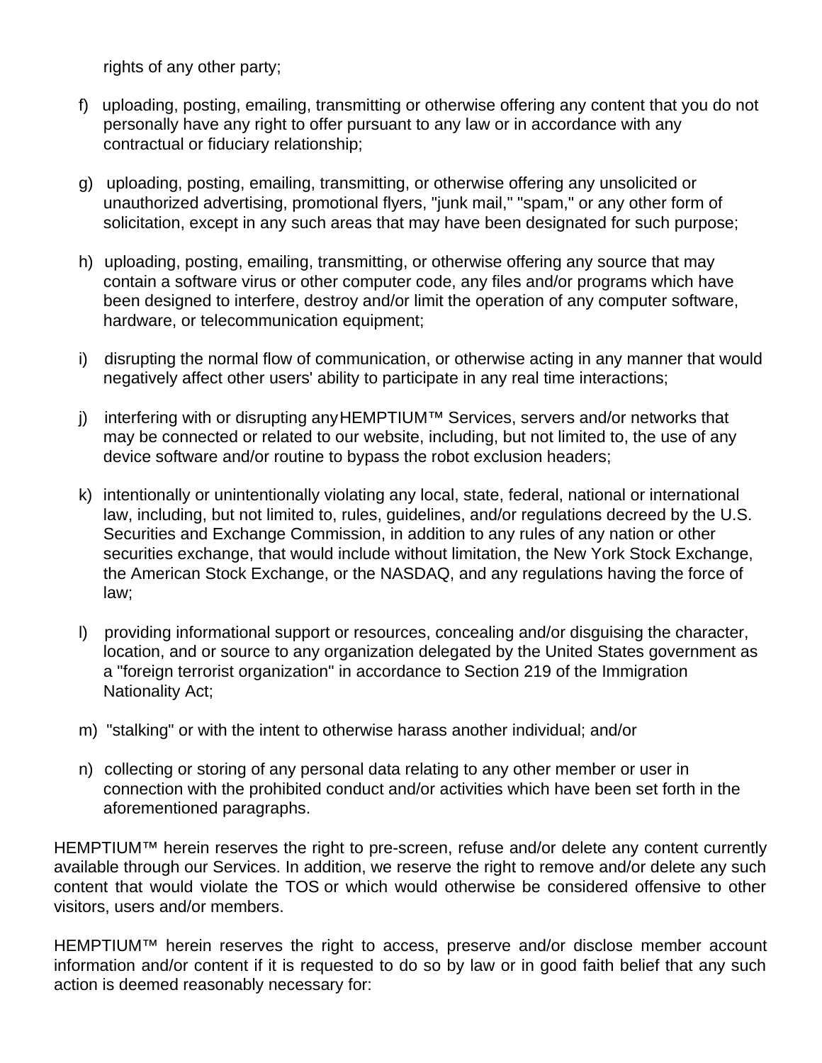rights of any other party;

f) uploading, posting, emailing, transmitting or otherwise offering any content that you do not personally have any right to offer pursuant to any law or in accordance with any contractual or fiduciary relationship;

g) uploading, posting, emailing, transmitting, or otherwise offering any unsolicited or unauthorized advertising, promotional flyers, "junk mail," "spam," or any other form of solicitation, except in any such areas that may have been designated for such purpose;

h) uploading, posting, emailing, transmitting, or otherwise offering any source that may contain a software virus or other computer code, any files and/or programs which have been designed to interfere, destroy and/or limit the operation of any computer software, hardware, or telecommunication equipment;

i) disrupting the normal flow of communication, or otherwise acting in any manner that would negatively affect other users' ability to participate in any real time interactions;

j) interfering with or disrupting any HEMPTIUM™ Services, servers and/or networks that may be connected or related to our website, including, but not limited to, the use of any device software and/or routine to bypass the robot exclusion headers;

k) intentionally or unintentionally violating any local, state, federal, national or international law, including, but not limited to, rules, guidelines, and/or regulations decreed by the U.S. Securities and Exchange Commission, in addition to any rules of any nation or other securities exchange, that would include without limitation, the New York Stock Exchange, the American Stock Exchange, or the NASDAQ, and any regulations having the force of law;

l) providing informational support or resources, concealing and/or disguising the character, location, and or source to any organization delegated by the United States government as a "foreign terrorist organization" in accordance to Section 219 of the Immigration Nationality Act;

m) "stalking" or with the intent to otherwise harass another individual; and/or

n) collecting or storing of any personal data relating to any other member or user in connection with the prohibited conduct and/or activities which have been set forth in the aforementioned paragraphs.

HEMPTIUM™ herein reserves the right to pre-screen, refuse and/or delete any content currently available through our Services. In addition, we reserve the right to remove and/or delete any such content that would violate the TOS or which would otherwise be considered offensive to other visitors, users and/or members.

HEMPTIUM™ herein reserves the right to access, preserve and/or disclose member account information and/or content if it is requested to do so by law or in good faith belief that any such action is deemed reasonably necessary for: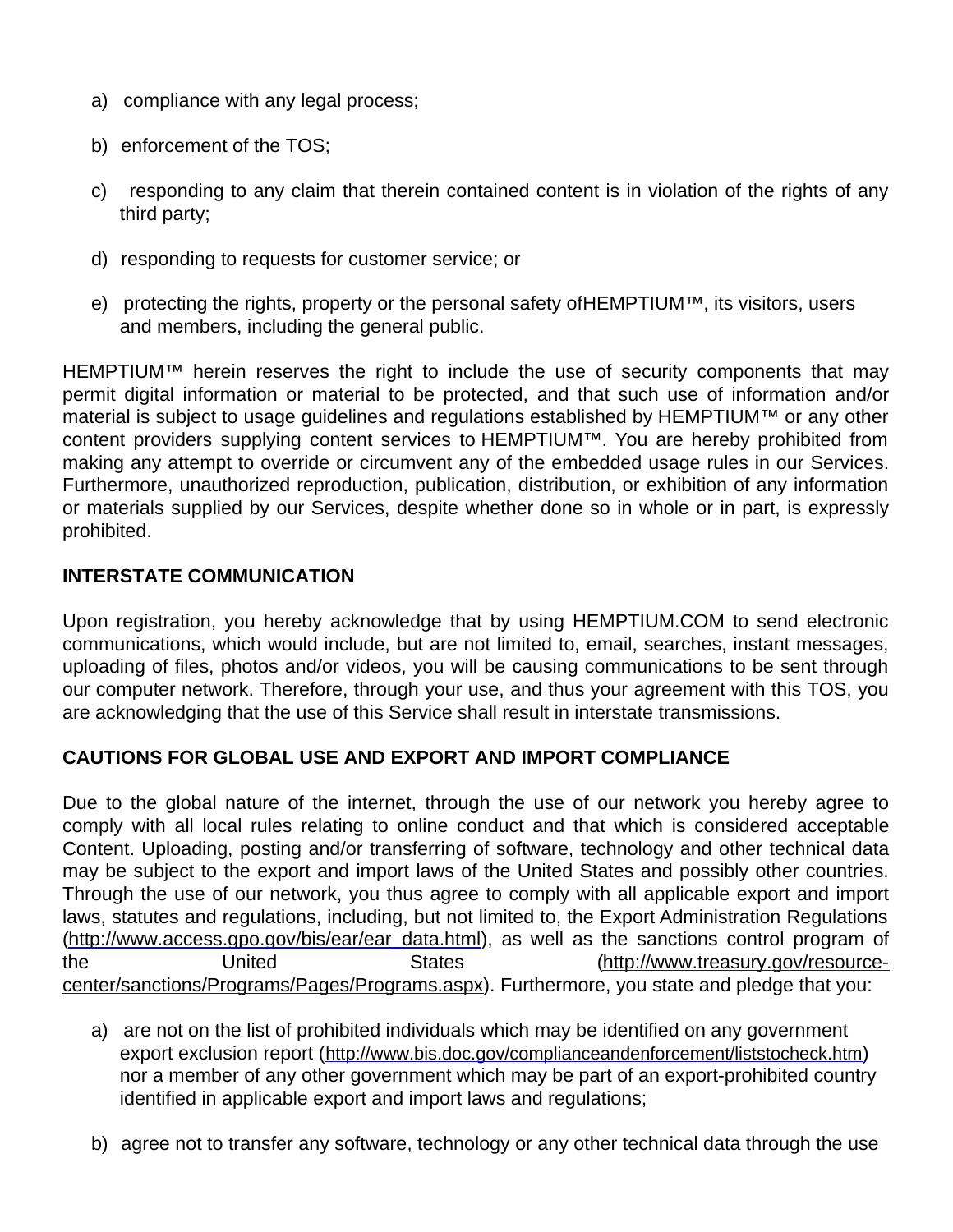a) compliance with any legal process;

b) enforcement of the TOS;

c) responding to any claim that therein contained content is in violation of the rights of any third party;

d) responding to requests for customer service; or

e) protecting the rights, property or the personal safety ofHEMPTIUM™, its visitors, users and members, including the general public.

HEMPTIUM™ herein reserves the right to include the use of security components that may permit digital information or material to be protected, and that such use of information and/or material is subject to usage guidelines and regulations established by HEMPTIUM™ or any other content providers supplying content services to HEMPTIUM™. You are hereby prohibited from making any attempt to override or circumvent any of the embedded usage rules in our Services. Furthermore, unauthorized reproduction, publication, distribution, or exhibition of any information or materials supplied by our Services, despite whether done so in whole or in part, is expressly prohibited.

**INTERSTATE COMMUNICATION**

Upon registration, you hereby acknowledge that by using HEMPTIUM.COM to send electronic communications, which would include, but are not limited to, email, searches, instant messages, uploading of files, photos and/or videos, you will be causing communications to be sent through our computer network. Therefore, through your use, and thus your agreement with this TOS, you are acknowledging that the use of this Service shall result in interstate transmissions.

**CAUTIONS FOR GLOBAL USE AND EXPORT AND IMPORT COMPLIANCE**

Due to the global nature of the internet, through the use of our network you hereby agree to comply with all local rules relating to online conduct and that which is considered acceptable Content. Uploading, posting and/or transferring of software, technology and other technical data may be subject to the export and import laws of the United States and possibly other countries. Through the use of our network, you thus agree to comply with all applicable export and import laws, statutes and regulations, including, but not limited to, the Export Administration Regulations (http://www.access.gpo.gov/bis/ear/ear_data.html), as well as the sanctions control program of the United States (http://www.treasury.gov/resource-center/sanctions/Programs/Pages/Programs.aspx). Furthermore, you state and pledge that you:

a) are not on the list of prohibited individuals which may be identified on any government export exclusion report (http://www.bis.doc.gov/complianceandenforcement/liststocheck.htm) nor a member of any other government which may be part of an export-prohibited country identified in applicable export and import laws and regulations;

b) agree not to transfer any software, technology or any other technical data through the use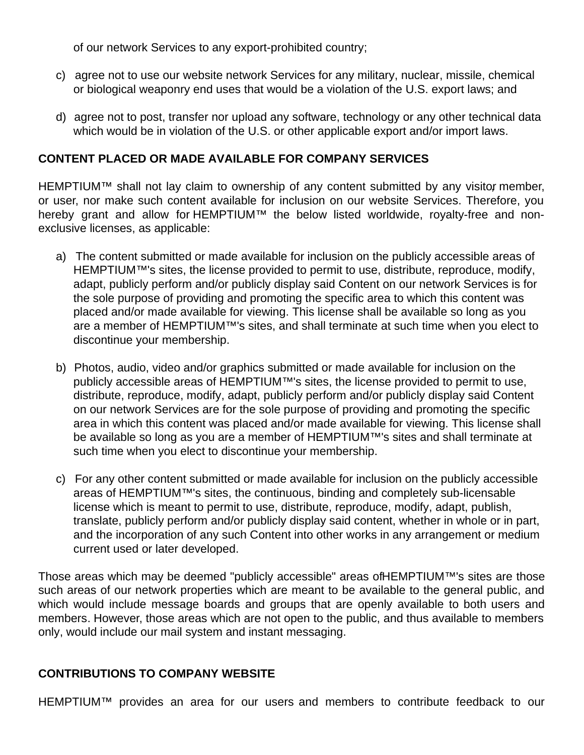of our network Services to any export-prohibited country;

c) agree not to use our website network Services for any military, nuclear, missile, chemical or biological weaponry end uses that would be a violation of the U.S. export laws; and

d) agree not to post, transfer nor upload any software, technology or any other technical data which would be in violation of the U.S. or other applicable export and/or import laws.

**CONTENT PLACED OR MADE AVAILABLE FOR COMPANY SERVICES**

HEMPTIUM™ shall not lay claim to ownership of any content submitted by any visitor, member, or user, nor make such content available for inclusion on our website Services. Therefore, you hereby grant and allow for HEMPTIUM™ the below listed worldwide, royalty-free and non-exclusive licenses, as applicable:

a) The content submitted or made available for inclusion on the publicly accessible areas of HEMPTIUM™'s sites, the license provided to permit to use, distribute, reproduce, modify, adapt, publicly perform and/or publicly display said Content on our network Services is for the sole purpose of providing and promoting the specific area to which this content was placed and/or made available for viewing. This license shall be available so long as you are a member of HEMPTIUM™'s sites, and shall terminate at such time when you elect to discontinue your membership.

b) Photos, audio, video and/or graphics submitted or made available for inclusion on the publicly accessible areas of HEMPTIUM™'s sites, the license provided to permit to use, distribute, reproduce, modify, adapt, publicly perform and/or publicly display said Content on our network Services are for the sole purpose of providing and promoting the specific area in which this content was placed and/or made available for viewing. This license shall be available so long as you are a member of HEMPTIUM™'s sites and shall terminate at such time when you elect to discontinue your membership.

c) For any other content submitted or made available for inclusion on the publicly accessible areas of HEMPTIUM™'s sites, the continuous, binding and completely sub-licensable license which is meant to permit to use, distribute, reproduce, modify, adapt, publish, translate, publicly perform and/or publicly display said content, whether in whole or in part, and the incorporation of any such Content into other works in any arrangement or medium current used or later developed.

Those areas which may be deemed "publicly accessible" areas of HEMPTIUM™'s sites are those such areas of our network properties which are meant to be available to the general public, and which would include message boards and groups that are openly available to both users and members. However, those areas which are not open to the public, and thus available to members only, would include our mail system and instant messaging.

**CONTRIBUTIONS TO COMPANY WEBSITE**

HEMPTIUM™ provides an area for our users and members to contribute feedback to our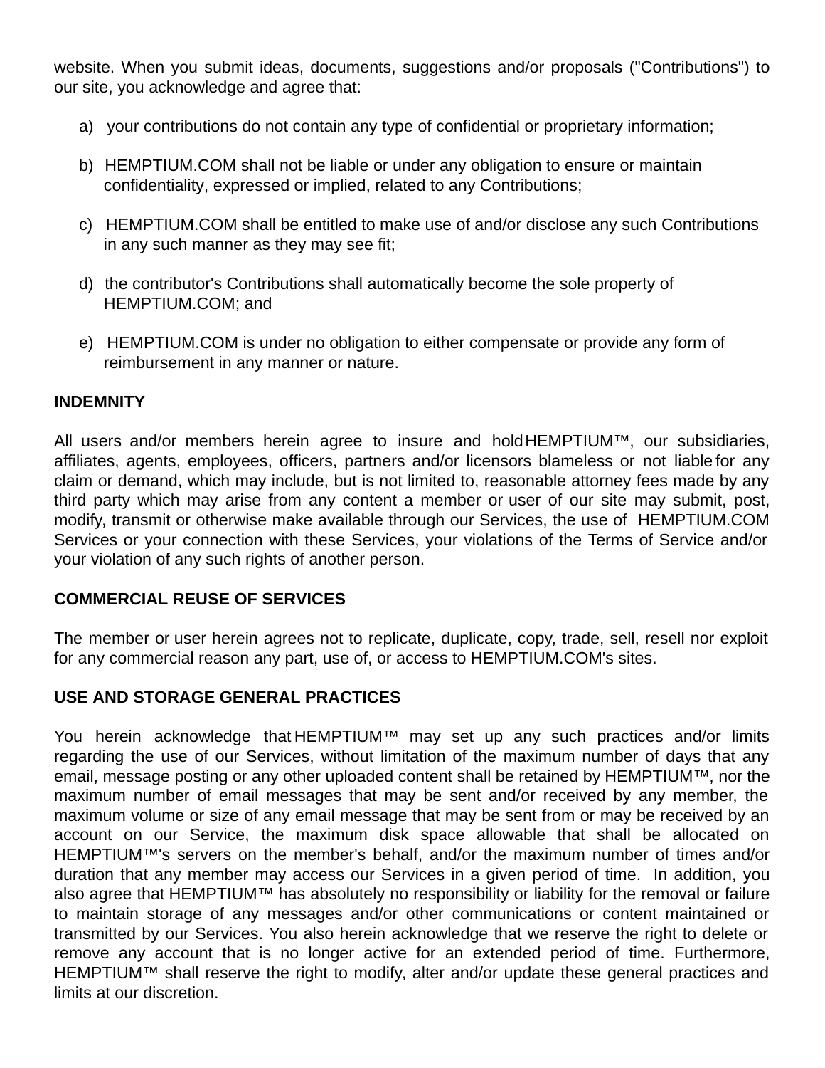website. When you submit ideas, documents, suggestions and/or proposals ("Contributions") to our site, you acknowledge and agree that:

a) your contributions do not contain any type of confidential or proprietary information;

b) HEMPTIUM.COM shall not be liable or under any obligation to ensure or maintain confidentiality, expressed or implied, related to any Contributions;

c) HEMPTIUM.COM shall be entitled to make use of and/or disclose any such Contributions in any such manner as they may see fit;

d) the contributor's Contributions shall automatically become the sole property of HEMPTIUM.COM; and

e) HEMPTIUM.COM is under no obligation to either compensate or provide any form of reimbursement in any manner or nature.

**INDEMNITY**

All users and/or members herein agree to insure and hold HEMPTIUM™, our subsidiaries, affiliates, agents, employees, officers, partners and/or licensors blameless or not liable for any claim or demand, which may include, but is not limited to, reasonable attorney fees made by any third party which may arise from any content a member or user of our site may submit, post, modify, transmit or otherwise make available through our Services, the use of HEMPTIUM.COM Services or your connection with these Services, your violations of the Terms of Service and/or your violation of any such rights of another person.

**COMMERCIAL REUSE OF SERVICES**

The member or user herein agrees not to replicate, duplicate, copy, trade, sell, resell nor exploit for any commercial reason any part, use of, or access to HEMPTIUM.COM's sites.

**USE AND STORAGE GENERAL PRACTICES**

You herein acknowledge that HEMPTIUM™ may set up any such practices and/or limits regarding the use of our Services, without limitation of the maximum number of days that any email, message posting or any other uploaded content shall be retained by HEMPTIUM™, nor the maximum number of email messages that may be sent and/or received by any member, the maximum volume or size of any email message that may be sent from or may be received by an account on our Service, the maximum disk space allowable that shall be allocated on HEMPTIUM™'s servers on the member's behalf, and/or the maximum number of times and/or duration that any member may access our Services in a given period of time. In addition, you also agree that HEMPTIUM™ has absolutely no responsibility or liability for the removal or failure to maintain storage of any messages and/or other communications or content maintained or transmitted by our Services. You also herein acknowledge that we reserve the right to delete or remove any account that is no longer active for an extended period of time. Furthermore, HEMPTIUM™ shall reserve the right to modify, alter and/or update these general practices and limits at our discretion.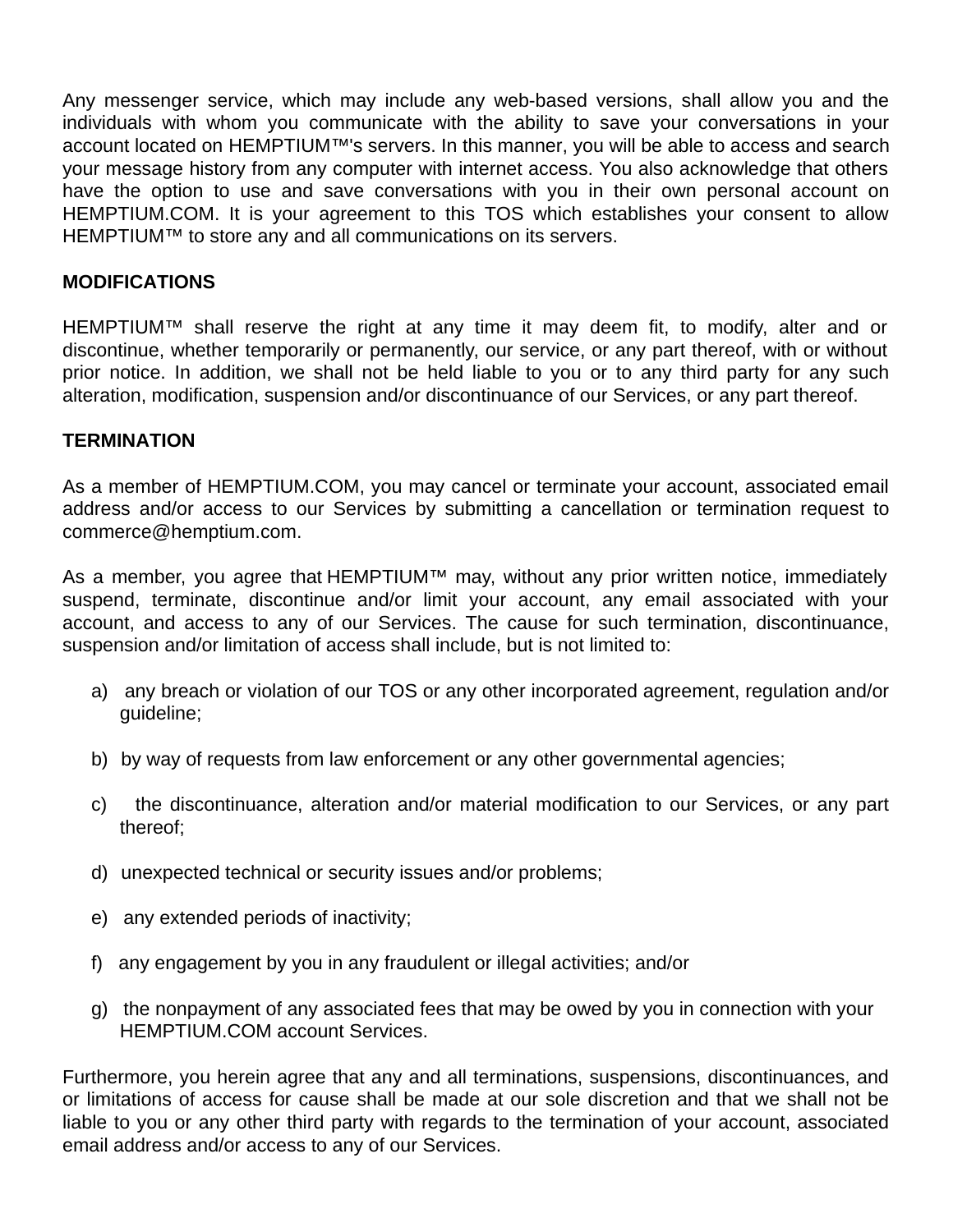Any messenger service, which may include any web-based versions, shall allow you and the individuals with whom you communicate with the ability to save your conversations in your account located on HEMPTIUM™'s servers. In this manner, you will be able to access and search your message history from any computer with internet access. You also acknowledge that others have the option to use and save conversations with you in their own personal account on HEMPTIUM.COM. It is your agreement to this TOS which establishes your consent to allow HEMPTIUM™ to store any and all communications on its servers.

**MODIFICATIONS**

HEMPTIUM™ shall reserve the right at any time it may deem fit, to modify, alter and or discontinue, whether temporarily or permanently, our service, or any part thereof, with or without prior notice. In addition, we shall not be held liable to you or to any third party for any such alteration, modification, suspension and/or discontinuance of our Services, or any part thereof.

**TERMINATION**

As a member of HEMPTIUM.COM, you may cancel or terminate your account, associated email address and/or access to our Services by submitting a cancellation or termination request to commerce@hemptium.com.

As a member, you agree that HEMPTIUM™ may, without any prior written notice, immediately suspend, terminate, discontinue and/or limit your account, any email associated with your account, and access to any of our Services. The cause for such termination, discontinuance, suspension and/or limitation of access shall include, but is not limited to:

a) any breach or violation of our TOS or any other incorporated agreement, regulation and/or guideline;

b) by way of requests from law enforcement or any other governmental agencies;

c) the discontinuance, alteration and/or material modification to our Services, or any part thereof;

d) unexpected technical or security issues and/or problems;

e) any extended periods of inactivity;

f) any engagement by you in any fraudulent or illegal activities; and/or

g) the nonpayment of any associated fees that may be owed by you in connection with your HEMPTIUM.COM account Services.

Furthermore, you herein agree that any and all terminations, suspensions, discontinuances, and or limitations of access for cause shall be made at our sole discretion and that we shall not be liable to you or any other third party with regards to the termination of your account, associated email address and/or access to any of our Services.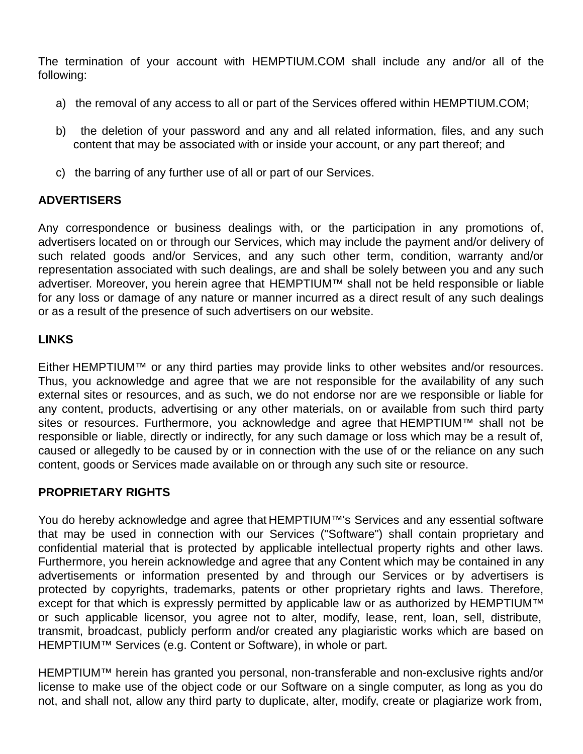The termination of your account with HEMPTIUM.COM shall include any and/or all of the following:

a) the removal of any access to all or part of the Services offered within HEMPTIUM.COM;

b) the deletion of your password and any and all related information, files, and any such content that may be associated with or inside your account, or any part thereof; and

c) the barring of any further use of all or part of our Services.

**ADVERTISERS**

Any correspondence or business dealings with, or the participation in any promotions of, advertisers located on or through our Services, which may include the payment and/or delivery of such related goods and/or Services, and any such other term, condition, warranty and/or representation associated with such dealings, are and shall be solely between you and any such advertiser. Moreover, you herein agree that HEMPTIUM™ shall not be held responsible or liable for any loss or damage of any nature or manner incurred as a direct result of any such dealings or as a result of the presence of such advertisers on our website.

**LINKS**

Either HEMPTIUM™ or any third parties may provide links to other websites and/or resources. Thus, you acknowledge and agree that we are not responsible for the availability of any such external sites or resources, and as such, we do not endorse nor are we responsible or liable for any content, products, advertising or any other materials, on or available from such third party sites or resources. Furthermore, you acknowledge and agree that HEMPTIUM™ shall not be responsible or liable, directly or indirectly, for any such damage or loss which may be a result of, caused or allegedly to be caused by or in connection with the use of or the reliance on any such content, goods or Services made available on or through any such site or resource.

**PROPRIETARY RIGHTS**

You do hereby acknowledge and agree that HEMPTIUM™'s Services and any essential software that may be used in connection with our Services ("Software") shall contain proprietary and confidential material that is protected by applicable intellectual property rights and other laws. Furthermore, you herein acknowledge and agree that any Content which may be contained in any advertisements or information presented by and through our Services or by advertisers is protected by copyrights, trademarks, patents or other proprietary rights and laws. Therefore, except for that which is expressly permitted by applicable law or as authorized by HEMPTIUM™ or such applicable licensor, you agree not to alter, modify, lease, rent, loan, sell, distribute, transmit, broadcast, publicly perform and/or created any plagiaristic works which are based on HEMPTIUM™ Services (e.g. Content or Software), in whole or part.

HEMPTIUM™ herein has granted you personal, non-transferable and non-exclusive rights and/or license to make use of the object code or our Software on a single computer, as long as you do not, and shall not, allow any third party to duplicate, alter, modify, create or plagiarize work from,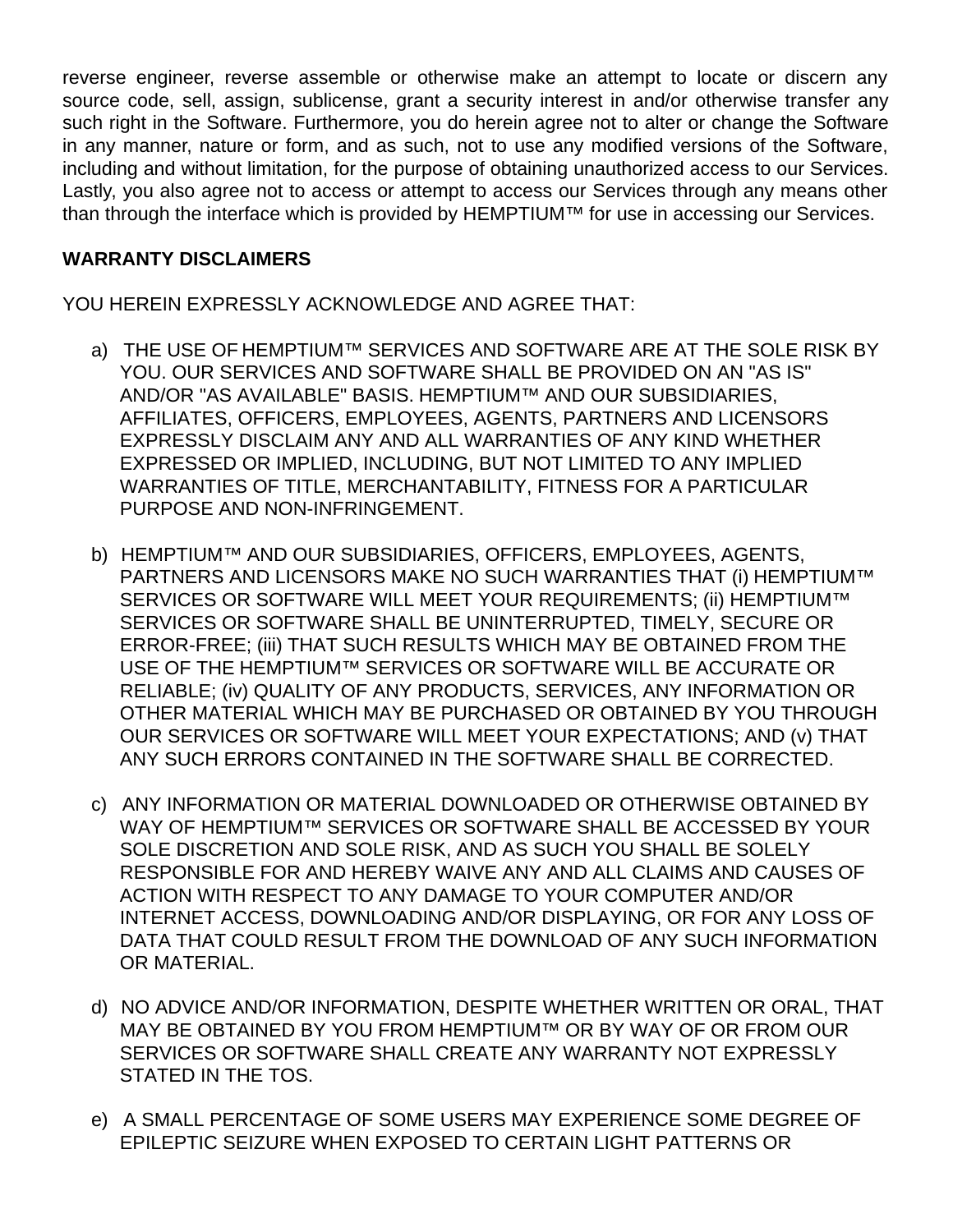reverse engineer, reverse assemble or otherwise make an attempt to locate or discern any source code, sell, assign, sublicense, grant a security interest in and/or otherwise transfer any such right in the Software. Furthermore, you do herein agree not to alter or change the Software in any manner, nature or form, and as such, not to use any modified versions of the Software, including and without limitation, for the purpose of obtaining unauthorized access to our Services. Lastly, you also agree not to access or attempt to access our Services through any means other than through the interface which is provided by HEMPTIUM™ for use in accessing our Services.

**WARRANTY DISCLAIMERS**

YOU HEREIN EXPRESSLY ACKNOWLEDGE AND AGREE THAT:

a) THE USE OF HEMPTIUM™ SERVICES AND SOFTWARE ARE AT THE SOLE RISK BY YOU. OUR SERVICES AND SOFTWARE SHALL BE PROVIDED ON AN "AS IS" AND/OR "AS AVAILABLE" BASIS. HEMPTIUM™ AND OUR SUBSIDIARIES, AFFILIATES, OFFICERS, EMPLOYEES, AGENTS, PARTNERS AND LICENSORS EXPRESSLY DISCLAIM ANY AND ALL WARRANTIES OF ANY KIND WHETHER EXPRESSED OR IMPLIED, INCLUDING, BUT NOT LIMITED TO ANY IMPLIED WARRANTIES OF TITLE, MERCHANTABILITY, FITNESS FOR A PARTICULAR PURPOSE AND NON-INFRINGEMENT.

b) HEMPTIUM™ AND OUR SUBSIDIARIES, OFFICERS, EMPLOYEES, AGENTS, PARTNERS AND LICENSORS MAKE NO SUCH WARRANTIES THAT (i) HEMPTIUM™ SERVICES OR SOFTWARE WILL MEET YOUR REQUIREMENTS; (ii) HEMPTIUM™ SERVICES OR SOFTWARE SHALL BE UNINTERRUPTED, TIMELY, SECURE OR ERROR-FREE; (iii) THAT SUCH RESULTS WHICH MAY BE OBTAINED FROM THE USE OF THE HEMPTIUM™ SERVICES OR SOFTWARE WILL BE ACCURATE OR RELIABLE; (iv) QUALITY OF ANY PRODUCTS, SERVICES, ANY INFORMATION OR OTHER MATERIAL WHICH MAY BE PURCHASED OR OBTAINED BY YOU THROUGH OUR SERVICES OR SOFTWARE WILL MEET YOUR EXPECTATIONS; AND (v) THAT ANY SUCH ERRORS CONTAINED IN THE SOFTWARE SHALL BE CORRECTED.

c) ANY INFORMATION OR MATERIAL DOWNLOADED OR OTHERWISE OBTAINED BY WAY OF HEMPTIUM™ SERVICES OR SOFTWARE SHALL BE ACCESSED BY YOUR SOLE DISCRETION AND SOLE RISK, AND AS SUCH YOU SHALL BE SOLELY RESPONSIBLE FOR AND HEREBY WAIVE ANY AND ALL CLAIMS AND CAUSES OF ACTION WITH RESPECT TO ANY DAMAGE TO YOUR COMPUTER AND/OR INTERNET ACCESS, DOWNLOADING AND/OR DISPLAYING, OR FOR ANY LOSS OF DATA THAT COULD RESULT FROM THE DOWNLOAD OF ANY SUCH INFORMATION OR MATERIAL.

d) NO ADVICE AND/OR INFORMATION, DESPITE WHETHER WRITTEN OR ORAL, THAT MAY BE OBTAINED BY YOU FROM HEMPTIUM™ OR BY WAY OF OR FROM OUR SERVICES OR SOFTWARE SHALL CREATE ANY WARRANTY NOT EXPRESSLY STATED IN THE TOS.

e) A SMALL PERCENTAGE OF SOME USERS MAY EXPERIENCE SOME DEGREE OF EPILEPTIC SEIZURE WHEN EXPOSED TO CERTAIN LIGHT PATTERNS OR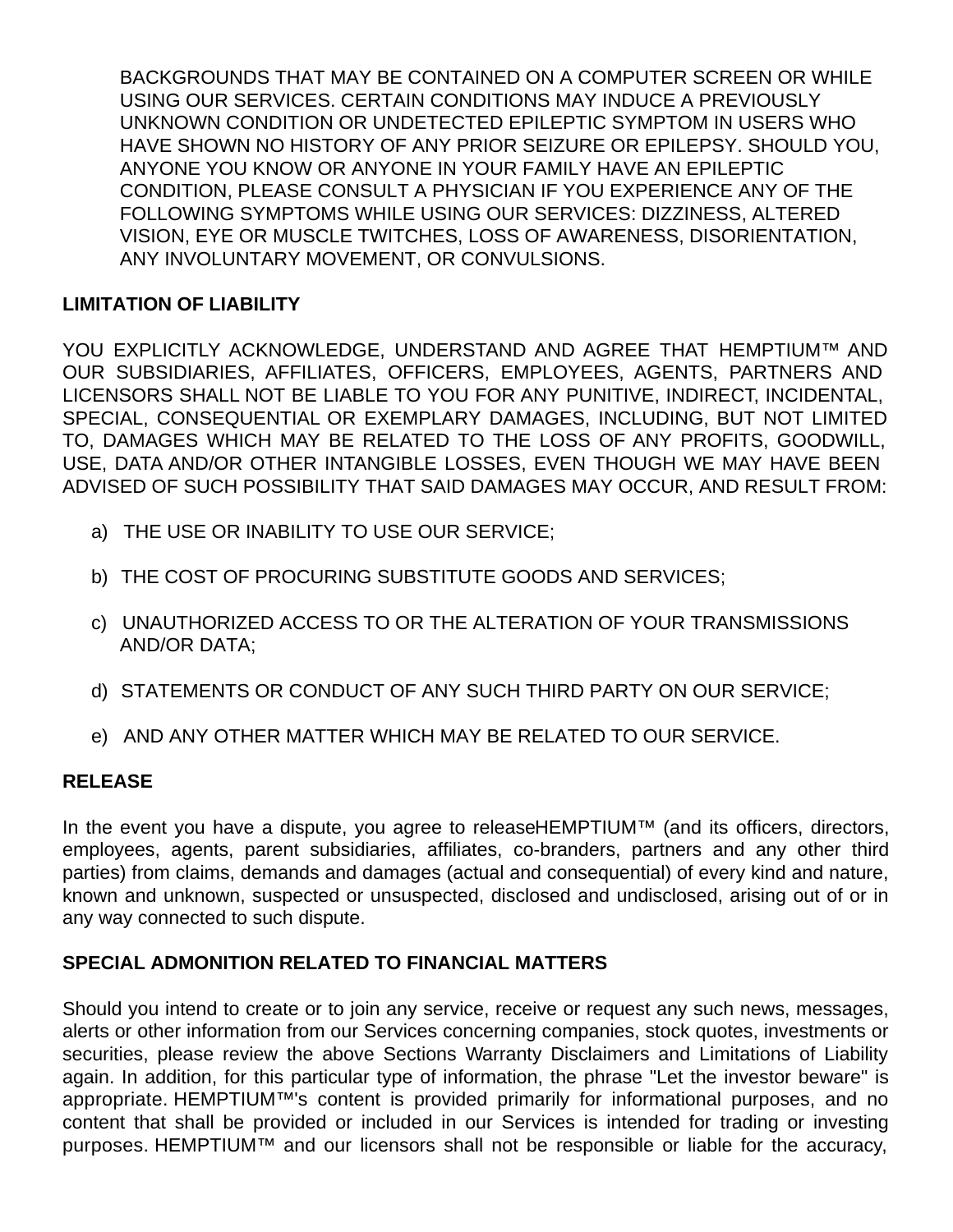BACKGROUNDS THAT MAY BE CONTAINED ON A COMPUTER SCREEN OR WHILE USING OUR SERVICES. CERTAIN CONDITIONS MAY INDUCE A PREVIOUSLY UNKNOWN CONDITION OR UNDETECTED EPILEPTIC SYMPTOM IN USERS WHO HAVE SHOWN NO HISTORY OF ANY PRIOR SEIZURE OR EPILEPSY. SHOULD YOU, ANYONE YOU KNOW OR ANYONE IN YOUR FAMILY HAVE AN EPILEPTIC CONDITION, PLEASE CONSULT A PHYSICIAN IF YOU EXPERIENCE ANY OF THE FOLLOWING SYMPTOMS WHILE USING OUR SERVICES: DIZZINESS, ALTERED VISION, EYE OR MUSCLE TWITCHES, LOSS OF AWARENESS, DISORIENTATION, ANY INVOLUNTARY MOVEMENT, OR CONVULSIONS.

**LIMITATION OF LIABILITY**

YOU EXPLICITLY ACKNOWLEDGE, UNDERSTAND AND AGREE THAT HEMPTIUM™ AND OUR SUBSIDIARIES, AFFILIATES, OFFICERS, EMPLOYEES, AGENTS, PARTNERS AND LICENSORS SHALL NOT BE LIABLE TO YOU FOR ANY PUNITIVE, INDIRECT, INCIDENTAL, SPECIAL, CONSEQUENTIAL OR EXEMPLARY DAMAGES, INCLUDING, BUT NOT LIMITED TO, DAMAGES WHICH MAY BE RELATED TO THE LOSS OF ANY PROFITS, GOODWILL, USE, DATA AND/OR OTHER INTANGIBLE LOSSES, EVEN THOUGH WE MAY HAVE BEEN ADVISED OF SUCH POSSIBILITY THAT SAID DAMAGES MAY OCCUR, AND RESULT FROM:

a) THE USE OR INABILITY TO USE OUR SERVICE;

b) THE COST OF PROCURING SUBSTITUTE GOODS AND SERVICES;

c) UNAUTHORIZED ACCESS TO OR THE ALTERATION OF YOUR TRANSMISSIONS AND/OR DATA;

d) STATEMENTS OR CONDUCT OF ANY SUCH THIRD PARTY ON OUR SERVICE;

e) AND ANY OTHER MATTER WHICH MAY BE RELATED TO OUR SERVICE.

**RELEASE**

In the event you have a dispute, you agree to releaseHEMPTIUM™ (and its officers, directors, employees, agents, parent subsidiaries, affiliates, co-branders, partners and any other third parties) from claims, demands and damages (actual and consequential) of every kind and nature, known and unknown, suspected or unsuspected, disclosed and undisclosed, arising out of or in any way connected to such dispute.

**SPECIAL ADMONITION RELATED TO FINANCIAL MATTERS**

Should you intend to create or to join any service, receive or request any such news, messages, alerts or other information from our Services concerning companies, stock quotes, investments or securities, please review the above Sections Warranty Disclaimers and Limitations of Liability again. In addition, for this particular type of information, the phrase "Let the investor beware" is appropriate. HEMPTIUM™'s content is provided primarily for informational purposes, and no content that shall be provided or included in our Services is intended for trading or investing purposes. HEMPTIUM™ and our licensors shall not be responsible or liable for the accuracy,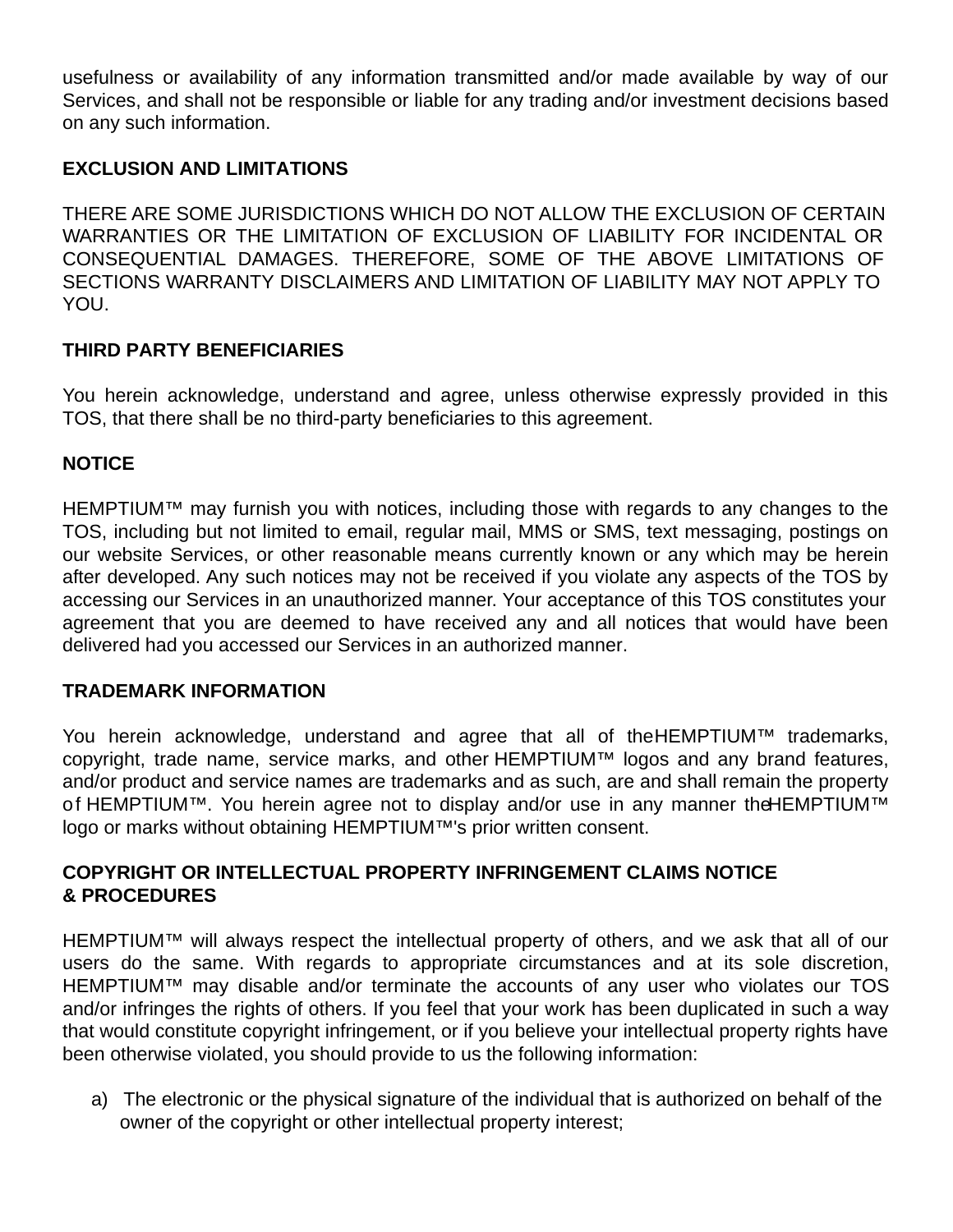usefulness or availability of any information transmitted and/or made available by way of our Services, and shall not be responsible or liable for any trading and/or investment decisions based on any such information.

**EXCLUSION AND LIMITATIONS**

THERE ARE SOME JURISDICTIONS WHICH DO NOT ALLOW THE EXCLUSION OF CERTAIN WARRANTIES OR THE LIMITATION OF EXCLUSION OF LIABILITY FOR INCIDENTAL OR CONSEQUENTIAL DAMAGES. THEREFORE, SOME OF THE ABOVE LIMITATIONS OF SECTIONS WARRANTY DISCLAIMERS AND LIMITATION OF LIABILITY MAY NOT APPLY TO YOU.

**THIRD PARTY BENEFICIARIES**

You herein acknowledge, understand and agree, unless otherwise expressly provided in this TOS, that there shall be no third-party beneficiaries to this agreement.

**NOTICE**

HEMPTIUM™ may furnish you with notices, including those with regards to any changes to the TOS, including but not limited to email, regular mail, MMS or SMS, text messaging, postings on our website Services, or other reasonable means currently known or any which may be herein after developed. Any such notices may not be received if you violate any aspects of the TOS by accessing our Services in an unauthorized manner. Your acceptance of this TOS constitutes your agreement that you are deemed to have received any and all notices that would have been delivered had you accessed our Services in an authorized manner.

**TRADEMARK INFORMATION**

You herein acknowledge, understand and agree that all of the HEMPTIUM™ trademarks, copyright, trade name, service marks, and other HEMPTIUM™ logos and any brand features, and/or product and service names are trademarks and as such, are and shall remain the property of HEMPTIUM™. You herein agree not to display and/or use in any manner the HEMPTIUM™ logo or marks without obtaining HEMPTIUM™'s prior written consent.

**COPYRIGHT OR INTELLECTUAL PROPERTY INFRINGEMENT CLAIMS NOTICE & PROCEDURES**

HEMPTIUM™ will always respect the intellectual property of others, and we ask that all of our users do the same. With regards to appropriate circumstances and at its sole discretion, HEMPTIUM™ may disable and/or terminate the accounts of any user who violates our TOS and/or infringes the rights of others. If you feel that your work has been duplicated in such a way that would constitute copyright infringement, or if you believe your intellectual property rights have been otherwise violated, you should provide to us the following information:

a) The electronic or the physical signature of the individual that is authorized on behalf of the owner of the copyright or other intellectual property interest;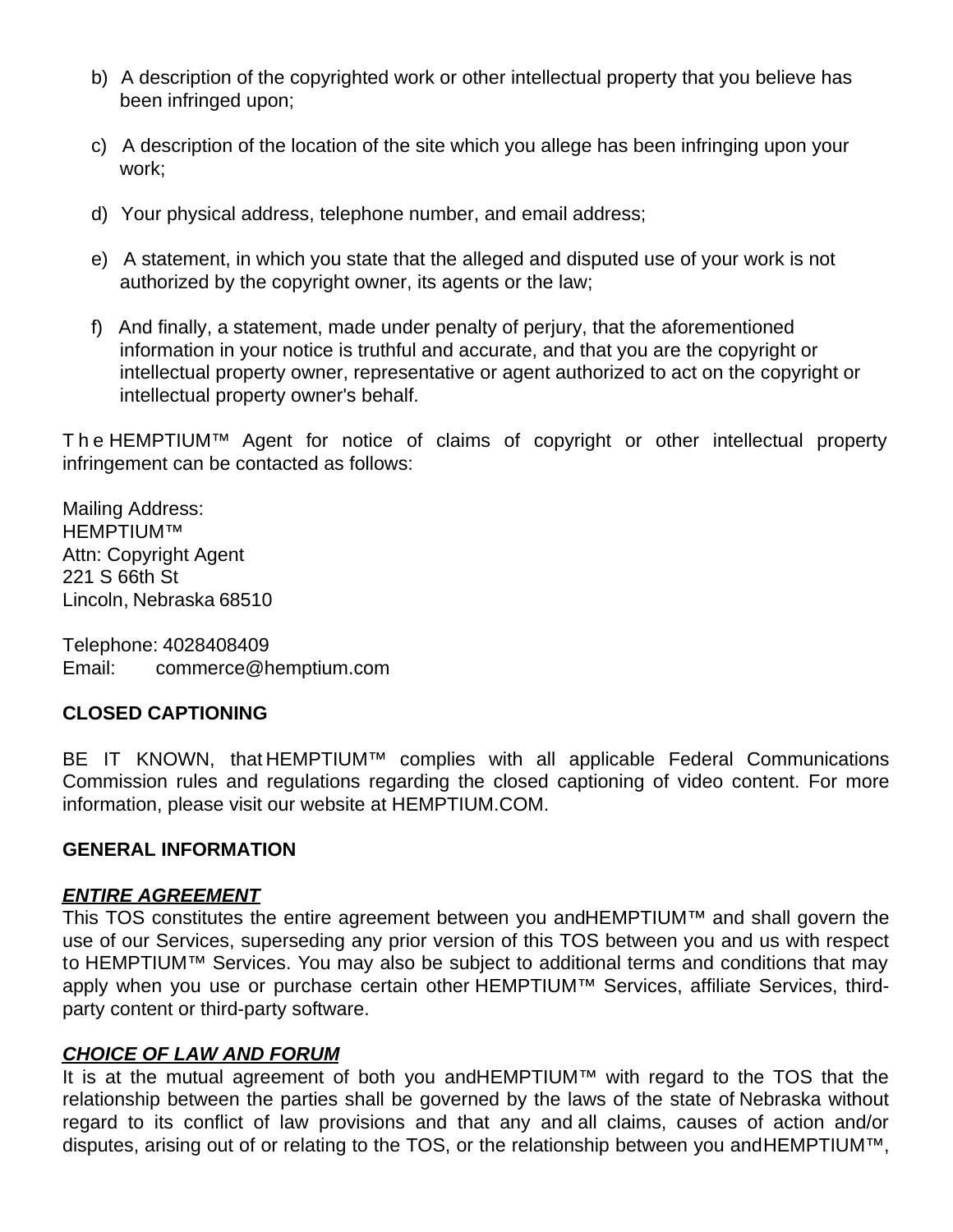b) A description of the copyrighted work or other intellectual property that you believe has been infringed upon;

c) A description of the location of the site which you allege has been infringing upon your work;

d) Your physical address, telephone number, and email address;

e) A statement, in which you state that the alleged and disputed use of your work is not authorized by the copyright owner, its agents or the law;

f) And finally, a statement, made under penalty of perjury, that the aforementioned information in your notice is truthful and accurate, and that you are the copyright or intellectual property owner, representative or agent authorized to act on the copyright or intellectual property owner's behalf.

The HEMPTIUM™ Agent for notice of claims of copyright or other intellectual property infringement can be contacted as follows:

Mailing Address:
HEMPTIUM™
Attn: Copyright Agent
221 S 66th St
Lincoln, Nebraska 68510

Telephone: 4028408409
Email: commerce@hemptium.com

**CLOSED CAPTIONING**

BE IT KNOWN, that HEMPTIUM™ complies with all applicable Federal Communications Commission rules and regulations regarding the closed captioning of video content. For more information, please visit our website at HEMPTIUM.COM.

**GENERAL INFORMATION**

***ENTIRE AGREEMENT***
This TOS constitutes the entire agreement between you andHEMPTIUM™ and shall govern the use of our Services, superseding any prior version of this TOS between you and us with respect to HEMPTIUM™ Services. You may also be subject to additional terms and conditions that may apply when you use or purchase certain other HEMPTIUM™ Services, affiliate Services, third-party content or third-party software.

***CHOICE OF LAW AND FORUM***
It is at the mutual agreement of both you andHEMPTIUM™ with regard to the TOS that the relationship between the parties shall be governed by the laws of the state of Nebraska without regard to its conflict of law provisions and that any and all claims, causes of action and/or disputes, arising out of or relating to the TOS, or the relationship between you andHEMPTIUM™,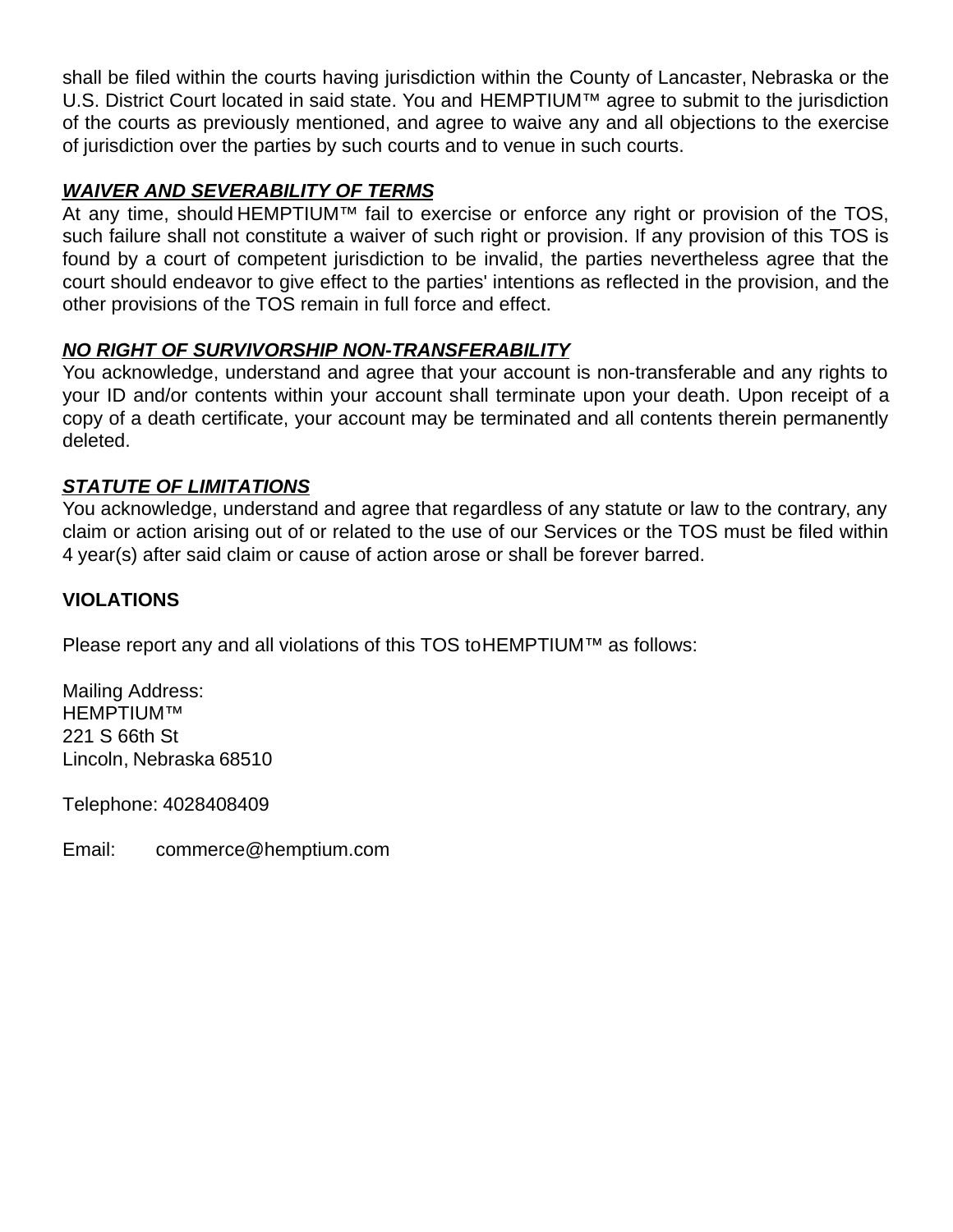shall be filed within the courts having jurisdiction within the County of Lancaster, Nebraska or the U.S. District Court located in said state. You and HEMPTIUM™ agree to submit to the jurisdiction of the courts as previously mentioned, and agree to waive any and all objections to the exercise of jurisdiction over the parties by such courts and to venue in such courts.

***WAIVER AND SEVERABILITY OF TERMS***

At any time, should HEMPTIUM™ fail to exercise or enforce any right or provision of the TOS, such failure shall not constitute a waiver of such right or provision. If any provision of this TOS is found by a court of competent jurisdiction to be invalid, the parties nevertheless agree that the court should endeavor to give effect to the parties' intentions as reflected in the provision, and the other provisions of the TOS remain in full force and effect.

***NO RIGHT OF SURVIVORSHIP NON-TRANSFERABILITY***

You acknowledge, understand and agree that your account is non-transferable and any rights to your ID and/or contents within your account shall terminate upon your death. Upon receipt of a copy of a death certificate, your account may be terminated and all contents therein permanently deleted.

***STATUTE OF LIMITATIONS***

You acknowledge, understand and agree that regardless of any statute or law to the contrary, any claim or action arising out of or related to the use of our Services or the TOS must be filed within 4 year(s) after said claim or cause of action arose or shall be forever barred.

**VIOLATIONS**

Please report any and all violations of this TOS to HEMPTIUM™ as follows:

Mailing Address:
HEMPTIUM™
221 S 66th St
Lincoln, Nebraska 68510

Telephone: 4028408409

Email: commerce@hemptium.com